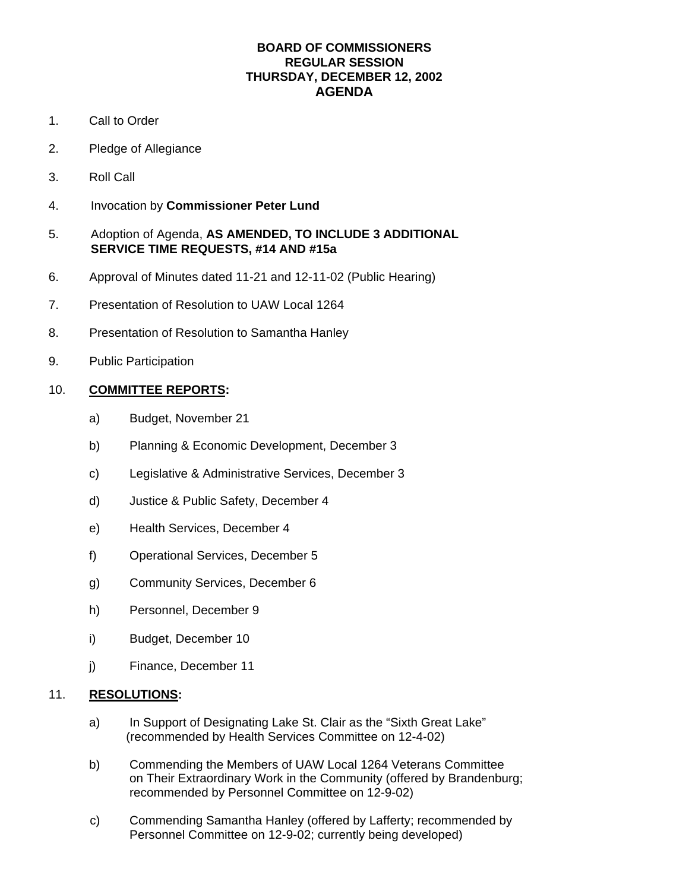**BOARD OF COMMISSIONERS**
**REGULAR SESSION**
**THURSDAY, DECEMBER 12, 2002**
**AGENDA**

1. Call to Order

2. Pledge of Allegiance

3. Roll Call

4. Invocation by **Commissioner Peter Lund**

5. Adoption of Agenda, **AS AMENDED, TO INCLUDE 3 ADDITIONAL SERVICE TIME REQUESTS, #14 AND #15a**

6. Approval of Minutes dated 11-21 and 12-11-02 (Public Hearing)

7. Presentation of Resolution to UAW Local 1264

8. Presentation of Resolution to Samantha Hanley

9. Public Participation

10. **COMMITTEE REPORTS:**

    a) Budget, November 21

    b) Planning & Economic Development, December 3

    c) Legislative & Administrative Services, December 3

    d) Justice & Public Safety, December 4

    e) Health Services, December 4

    f) Operational Services, December 5

    g) Community Services, December 6

    h) Personnel, December 9

    i) Budget, December 10

    j) Finance, December 11

11. **RESOLUTIONS:**

    a) In Support of Designating Lake St. Clair as the "Sixth Great Lake" (recommended by Health Services Committee on 12-4-02)

    b) Commending the Members of UAW Local 1264 Veterans Committee on Their Extraordinary Work in the Community (offered by Brandenburg; recommended by Personnel Committee on 12-9-02)

    c) Commending Samantha Hanley (offered by Lafferty; recommended by Personnel Committee on 12-9-02; currently being developed)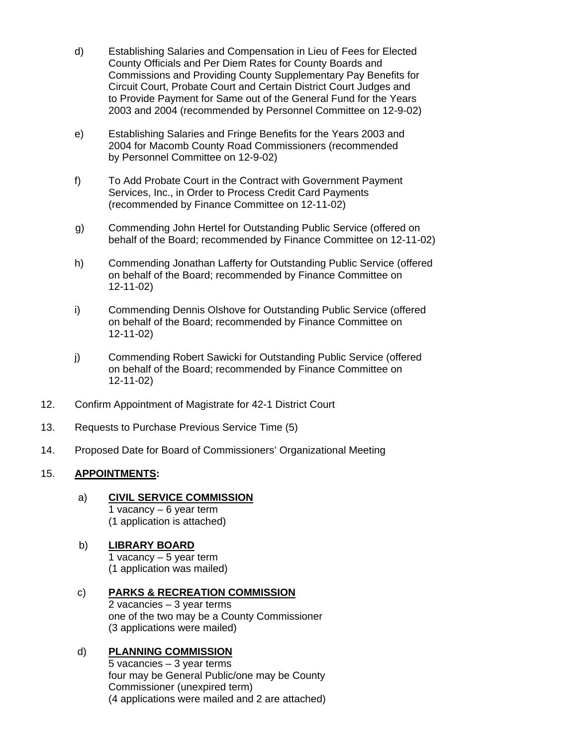d) Establishing Salaries and Compensation in Lieu of Fees for Elected County Officials and Per Diem Rates for County Boards and Commissions and Providing County Supplementary Pay Benefits for Circuit Court, Probate Court and Certain District Court Judges and to Provide Payment for Same out of the General Fund for the Years 2003 and 2004 (recommended by Personnel Committee on 12-9-02)

e) Establishing Salaries and Fringe Benefits for the Years 2003 and 2004 for Macomb County Road Commissioners (recommended by Personnel Committee on 12-9-02)

f) To Add Probate Court in the Contract with Government Payment Services, Inc., in Order to Process Credit Card Payments (recommended by Finance Committee on 12-11-02)

g) Commending John Hertel for Outstanding Public Service (offered on behalf of the Board; recommended by Finance Committee on 12-11-02)

h) Commending Jonathan Lafferty for Outstanding Public Service (offered on behalf of the Board; recommended by Finance Committee on 12-11-02)

i) Commending Dennis Olshove for Outstanding Public Service (offered on behalf of the Board; recommended by Finance Committee on 12-11-02)

j) Commending Robert Sawicki for Outstanding Public Service (offered on behalf of the Board; recommended by Finance Committee on 12-11-02)

12. Confirm Appointment of Magistrate for 42-1 District Court

13. Requests to Purchase Previous Service Time (5)

14. Proposed Date for Board of Commissioners' Organizational Meeting

15. **APPOINTMENTS:**

a) **CIVIL SERVICE COMMISSION**
1 vacancy – 6 year term
(1 application is attached)

b) **LIBRARY BOARD**
1 vacancy – 5 year term
(1 application was mailed)

c) **PARKS & RECREATION COMMISSION**
2 vacancies – 3 year terms
one of the two may be a County Commissioner
(3 applications were mailed)

d) **PLANNING COMMISSION**
5 vacancies – 3 year terms
four may be General Public/one may be County Commissioner (unexpired term)
(4 applications were mailed and 2 are attached)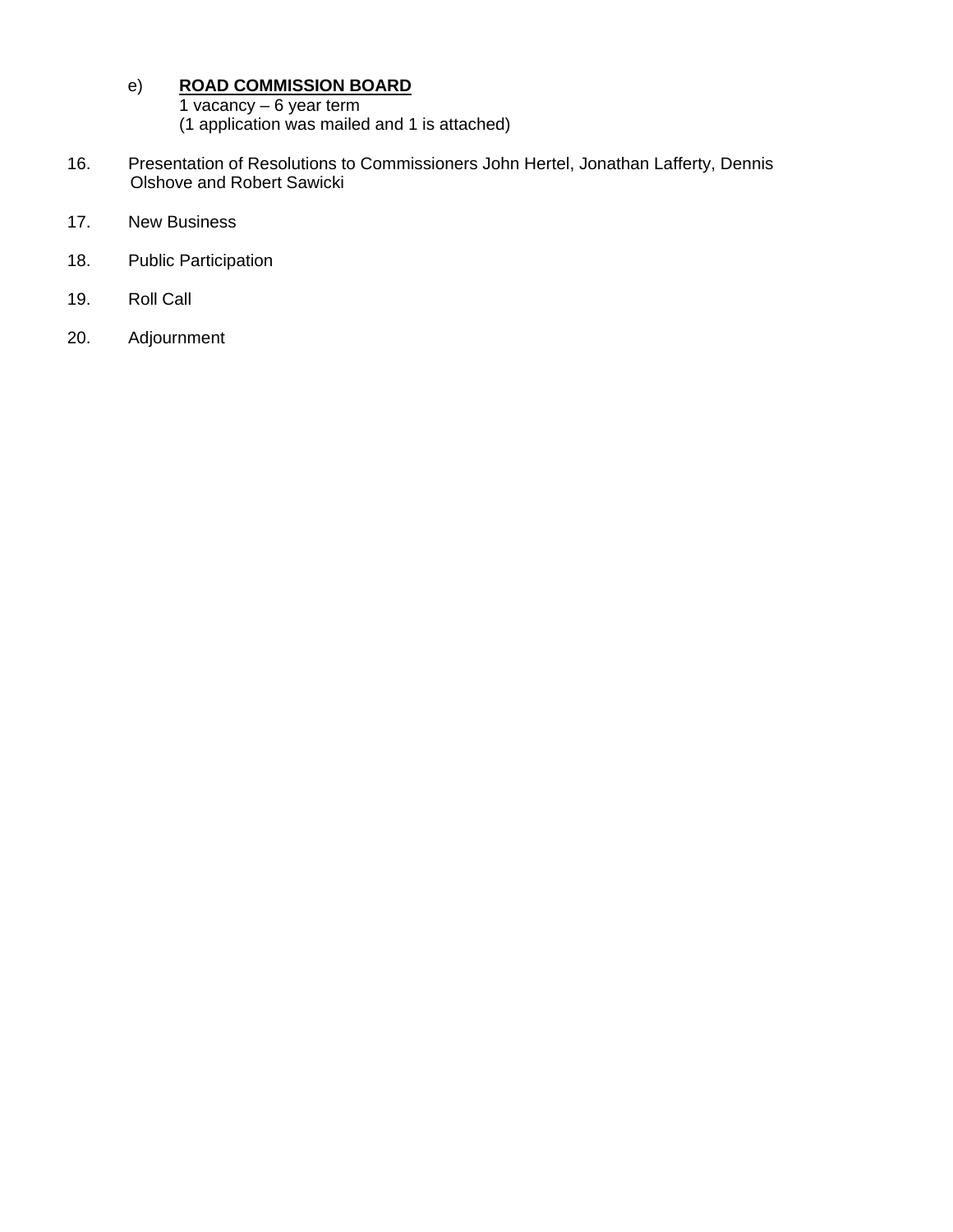e) **ROAD COMMISSION BOARD**
1 vacancy – 6 year term
(1 application was mailed and 1 is attached)

16. Presentation of Resolutions to Commissioners John Hertel, Jonathan Lafferty, Dennis Olshove and Robert Sawicki

17. New Business

18. Public Participation

19. Roll Call

20. Adjournment